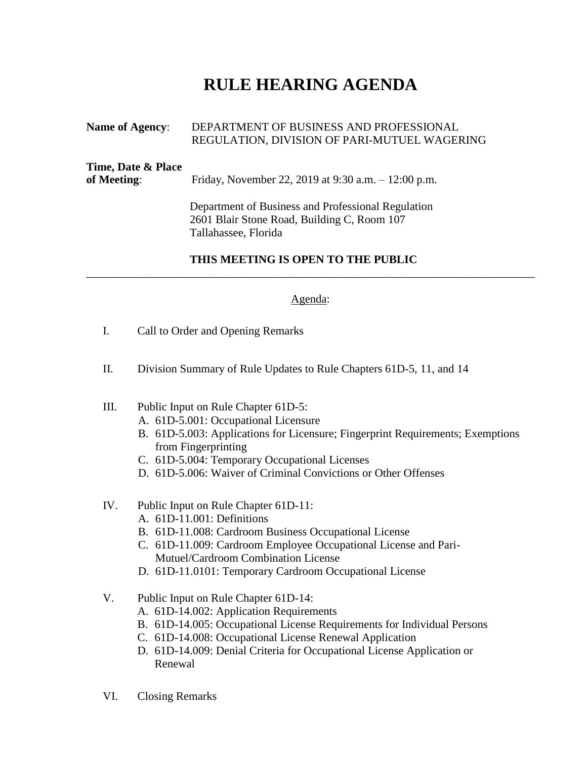# RULE HEARING AGENDA

**Name of Agency**: DEPARTMENT OF BUSINESS AND PROFESSIONAL REGULATION, DIVISION OF PARI-MUTUEL WAGERING

**Time, Date & Place of Meeting**: Friday, November 22, 2019 at 9:30 a.m. – 12:00 p.m.

Department of Business and Professional Regulation
2601 Blair Stone Road, Building C, Room 107
Tallahassee, Florida

**THIS MEETING IS OPEN TO THE PUBLIC**

---

Agenda:

I. Call to Order and Opening Remarks

II. Division Summary of Rule Updates to Rule Chapters 61D-5, 11, and 14

III. Public Input on Rule Chapter 61D-5:
   - A. 61D-5.001: Occupational Licensure
   - B. 61D-5.003: Applications for Licensure; Fingerprint Requirements; Exemptions from Fingerprinting
   - C. 61D-5.004: Temporary Occupational Licenses
   - D. 61D-5.006: Waiver of Criminal Convictions or Other Offenses

IV. Public Input on Rule Chapter 61D-11:
   - A. 61D-11.001: Definitions
   - B. 61D-11.008: Cardroom Business Occupational License
   - C. 61D-11.009: Cardroom Employee Occupational License and Pari-Mutuel/Cardroom Combination License
   - D. 61D-11.0101: Temporary Cardroom Occupational License

V. Public Input on Rule Chapter 61D-14:
   - A. 61D-14.002: Application Requirements
   - B. 61D-14.005: Occupational License Requirements for Individual Persons
   - C. 61D-14.008: Occupational License Renewal Application
   - D. 61D-14.009: Denial Criteria for Occupational License Application or Renewal

VI. Closing Remarks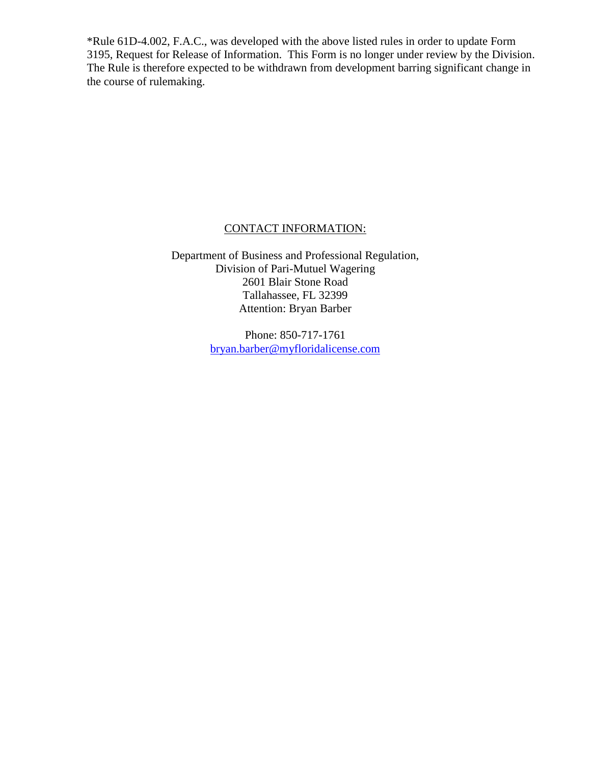*Rule 61D-4.002, F.A.C., was developed with the above listed rules in order to update Form 3195, Request for Release of Information. This Form is no longer under review by the Division. The Rule is therefore expected to be withdrawn from development barring significant change in the course of rulemaking.

CONTACT INFORMATION:

Department of Business and Professional Regulation,
Division of Pari-Mutuel Wagering
2601 Blair Stone Road
Tallahassee, FL 32399
Attention: Bryan Barber

Phone: 850-717-1761
bryan.barber@myfloridalicense.com